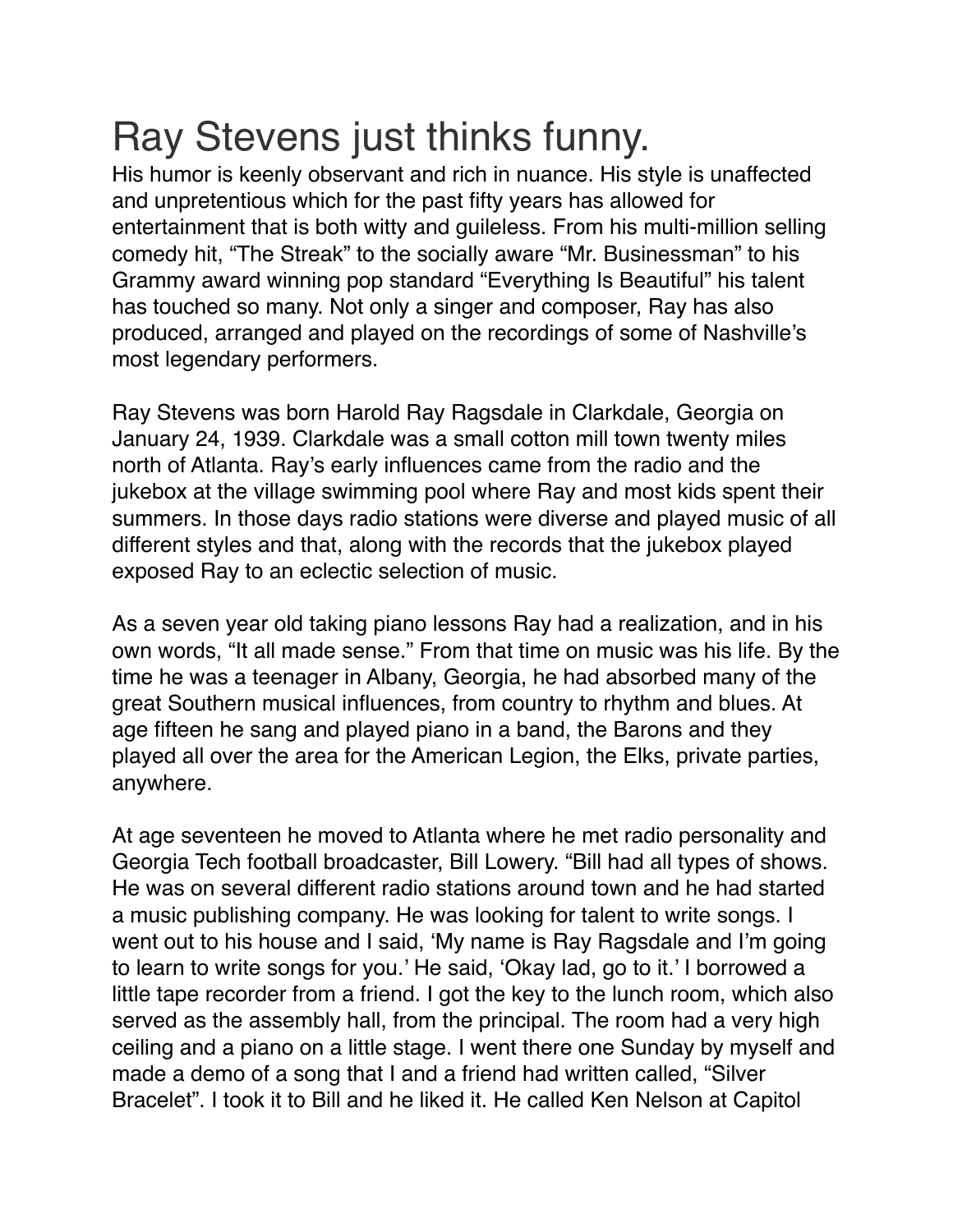# Ray Stevens just thinks funny.

His humor is keenly observant and rich in nuance. His style is unaffected and unpretentious which for the past fifty years has allowed for entertainment that is both witty and guileless. From his multi-million selling comedy hit, "The Streak" to the socially aware "Mr. Businessman" to his Grammy award winning pop standard "Everything Is Beautiful" his talent has touched so many. Not only a singer and composer, Ray has also produced, arranged and played on the recordings of some of Nashville's most legendary performers.

Ray Stevens was born Harold Ray Ragsdale in Clarkdale, Georgia on January 24, 1939. Clarkdale was a small cotton mill town twenty miles north of Atlanta. Ray's early influences came from the radio and the jukebox at the village swimming pool where Ray and most kids spent their summers. In those days radio stations were diverse and played music of all different styles and that, along with the records that the jukebox played exposed Ray to an eclectic selection of music.

As a seven year old taking piano lessons Ray had a realization, and in his own words, "It all made sense." From that time on music was his life. By the time he was a teenager in Albany, Georgia, he had absorbed many of the great Southern musical influences, from country to rhythm and blues. At age fifteen he sang and played piano in a band, the Barons and they played all over the area for the American Legion, the Elks, private parties, anywhere.

At age seventeen he moved to Atlanta where he met radio personality and Georgia Tech football broadcaster, Bill Lowery. "Bill had all types of shows. He was on several different radio stations around town and he had started a music publishing company. He was looking for talent to write songs. I went out to his house and I said, 'My name is Ray Ragsdale and I'm going to learn to write songs for you.' He said, 'Okay lad, go to it.' I borrowed a little tape recorder from a friend. I got the key to the lunch room, which also served as the assembly hall, from the principal. The room had a very high ceiling and a piano on a little stage. I went there one Sunday by myself and made a demo of a song that I and a friend had written called, "Silver Bracelet". I took it to Bill and he liked it. He called Ken Nelson at Capitol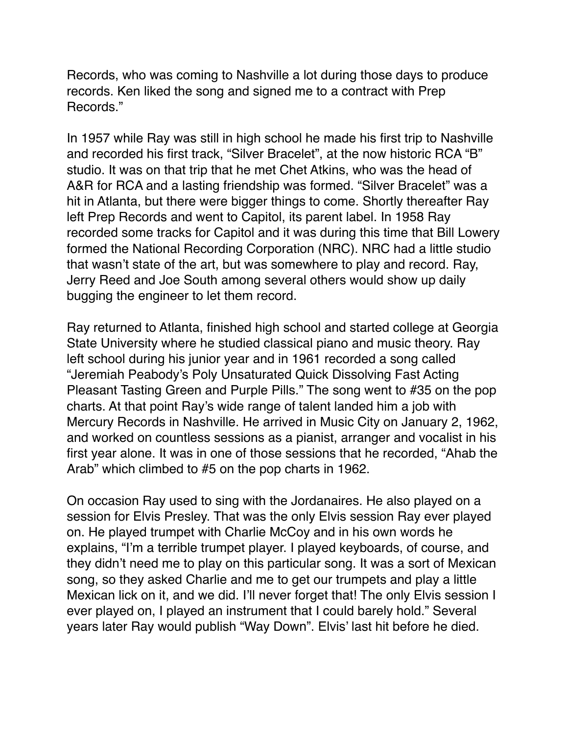Records, who was coming to Nashville a lot during those days to produce records. Ken liked the song and signed me to a contract with Prep Records."

In 1957 while Ray was still in high school he made his first trip to Nashville and recorded his first track, "Silver Bracelet", at the now historic RCA "B" studio. It was on that trip that he met Chet Atkins, who was the head of A&R for RCA and a lasting friendship was formed. "Silver Bracelet" was a hit in Atlanta, but there were bigger things to come. Shortly thereafter Ray left Prep Records and went to Capitol, its parent label. In 1958 Ray recorded some tracks for Capitol and it was during this time that Bill Lowery formed the National Recording Corporation (NRC). NRC had a little studio that wasn't state of the art, but was somewhere to play and record. Ray, Jerry Reed and Joe South among several others would show up daily bugging the engineer to let them record.

Ray returned to Atlanta, finished high school and started college at Georgia State University where he studied classical piano and music theory. Ray left school during his junior year and in 1961 recorded a song called "Jeremiah Peabody's Poly Unsaturated Quick Dissolving Fast Acting Pleasant Tasting Green and Purple Pills." The song went to #35 on the pop charts. At that point Ray's wide range of talent landed him a job with Mercury Records in Nashville. He arrived in Music City on January 2, 1962, and worked on countless sessions as a pianist, arranger and vocalist in his first year alone. It was in one of those sessions that he recorded, "Ahab the Arab" which climbed to #5 on the pop charts in 1962.

On occasion Ray used to sing with the Jordanaires. He also played on a session for Elvis Presley. That was the only Elvis session Ray ever played on. He played trumpet with Charlie McCoy and in his own words he explains, "I'm a terrible trumpet player. I played keyboards, of course, and they didn't need me to play on this particular song. It was a sort of Mexican song, so they asked Charlie and me to get our trumpets and play a little Mexican lick on it, and we did. I'll never forget that! The only Elvis session I ever played on, I played an instrument that I could barely hold." Several years later Ray would publish "Way Down". Elvis' last hit before he died.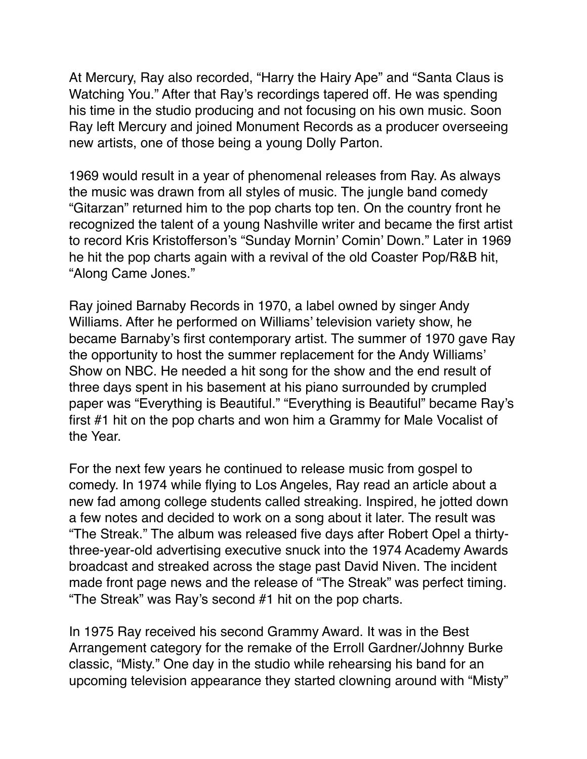At Mercury, Ray also recorded, “Harry the Hairy Ape” and “Santa Claus is Watching You.” After that Ray’s recordings tapered off. He was spending his time in the studio producing and not focusing on his own music. Soon Ray left Mercury and joined Monument Records as a producer overseeing new artists, one of those being a young Dolly Parton.

1969 would result in a year of phenomenal releases from Ray. As always the music was drawn from all styles of music. The jungle band comedy “Gitarzan” returned him to the pop charts top ten. On the country front he recognized the talent of a young Nashville writer and became the first artist to record Kris Kristofferson’s “Sunday Mornin’ Comin’ Down.” Later in 1969 he hit the pop charts again with a revival of the old Coaster Pop/R&B hit, “Along Came Jones.”

Ray joined Barnaby Records in 1970, a label owned by singer Andy Williams. After he performed on Williams’ television variety show, he became Barnaby’s first contemporary artist. The summer of 1970 gave Ray the opportunity to host the summer replacement for the Andy Williams’ Show on NBC. He needed a hit song for the show and the end result of three days spent in his basement at his piano surrounded by crumpled paper was “Everything is Beautiful.” “Everything is Beautiful” became Ray’s first #1 hit on the pop charts and won him a Grammy for Male Vocalist of the Year.

For the next few years he continued to release music from gospel to comedy. In 1974 while flying to Los Angeles, Ray read an article about a new fad among college students called streaking. Inspired, he jotted down a few notes and decided to work on a song about it later. The result was “The Streak.” The album was released five days after Robert Opel a thirty-three-year-old advertising executive snuck into the 1974 Academy Awards broadcast and streaked across the stage past David Niven. The incident made front page news and the release of “The Streak” was perfect timing. “The Streak” was Ray’s second #1 hit on the pop charts.

In 1975 Ray received his second Grammy Award. It was in the Best Arrangement category for the remake of the Erroll Gardner/Johnny Burke classic, “Misty.” One day in the studio while rehearsing his band for an upcoming television appearance they started clowning around with “Misty”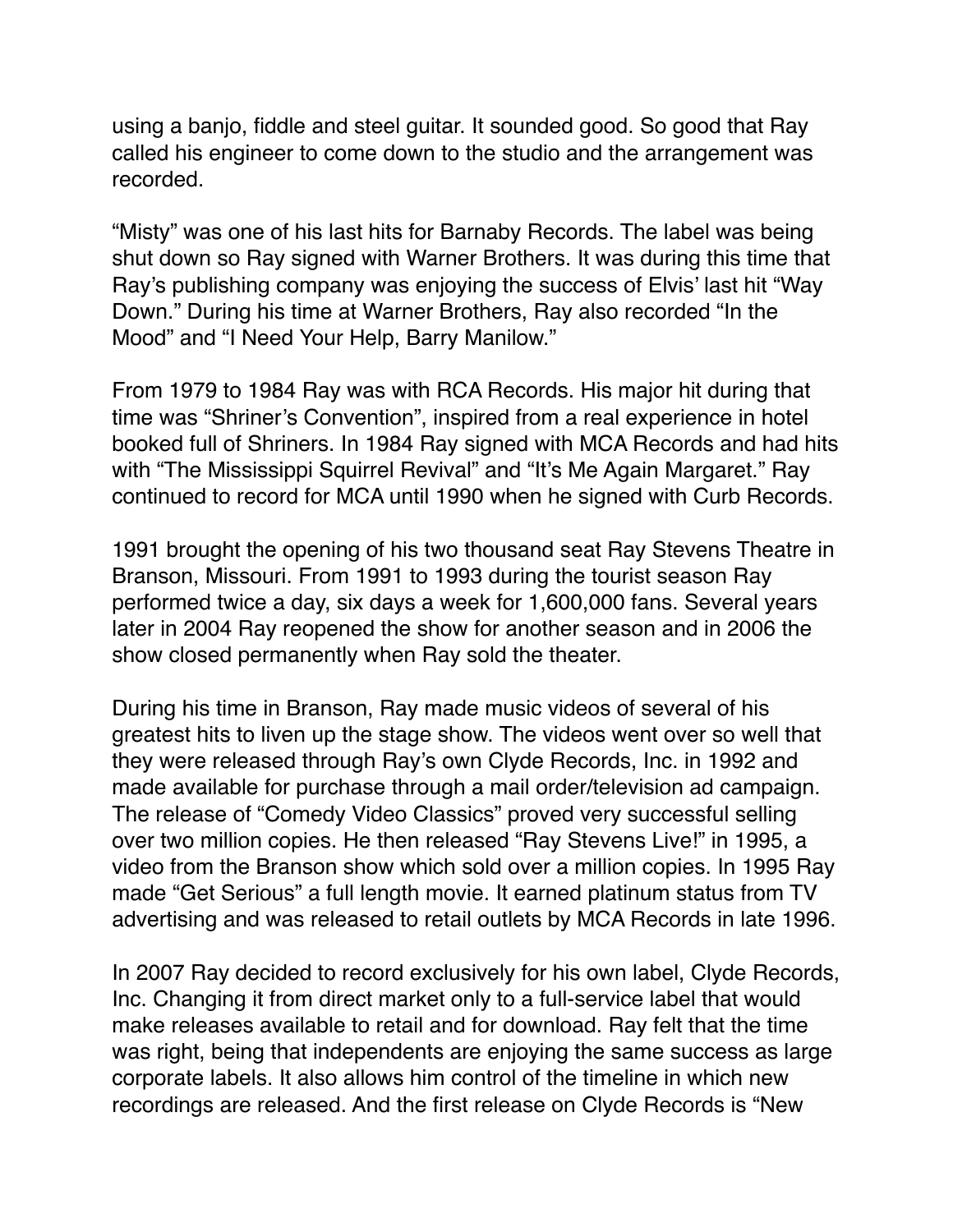using a banjo, fiddle and steel guitar. It sounded good. So good that Ray called his engineer to come down to the studio and the arrangement was recorded.

"Misty" was one of his last hits for Barnaby Records. The label was being shut down so Ray signed with Warner Brothers. It was during this time that Ray's publishing company was enjoying the success of Elvis' last hit "Way Down." During his time at Warner Brothers, Ray also recorded "In the Mood" and "I Need Your Help, Barry Manilow."

From 1979 to 1984 Ray was with RCA Records. His major hit during that time was "Shriner's Convention", inspired from a real experience in hotel booked full of Shriners. In 1984 Ray signed with MCA Records and had hits with "The Mississippi Squirrel Revival" and "It's Me Again Margaret." Ray continued to record for MCA until 1990 when he signed with Curb Records.

1991 brought the opening of his two thousand seat Ray Stevens Theatre in Branson, Missouri. From 1991 to 1993 during the tourist season Ray performed twice a day, six days a week for 1,600,000 fans. Several years later in 2004 Ray reopened the show for another season and in 2006 the show closed permanently when Ray sold the theater.

During his time in Branson, Ray made music videos of several of his greatest hits to liven up the stage show. The videos went over so well that they were released through Ray's own Clyde Records, Inc. in 1992 and made available for purchase through a mail order/television ad campaign. The release of "Comedy Video Classics" proved very successful selling over two million copies. He then released "Ray Stevens Live!" in 1995, a video from the Branson show which sold over a million copies. In 1995 Ray made "Get Serious" a full length movie. It earned platinum status from TV advertising and was released to retail outlets by MCA Records in late 1996.

In 2007 Ray decided to record exclusively for his own label, Clyde Records, Inc. Changing it from direct market only to a full-service label that would make releases available to retail and for download. Ray felt that the time was right, being that independents are enjoying the same success as large corporate labels. It also allows him control of the timeline in which new recordings are released. And the first release on Clyde Records is "New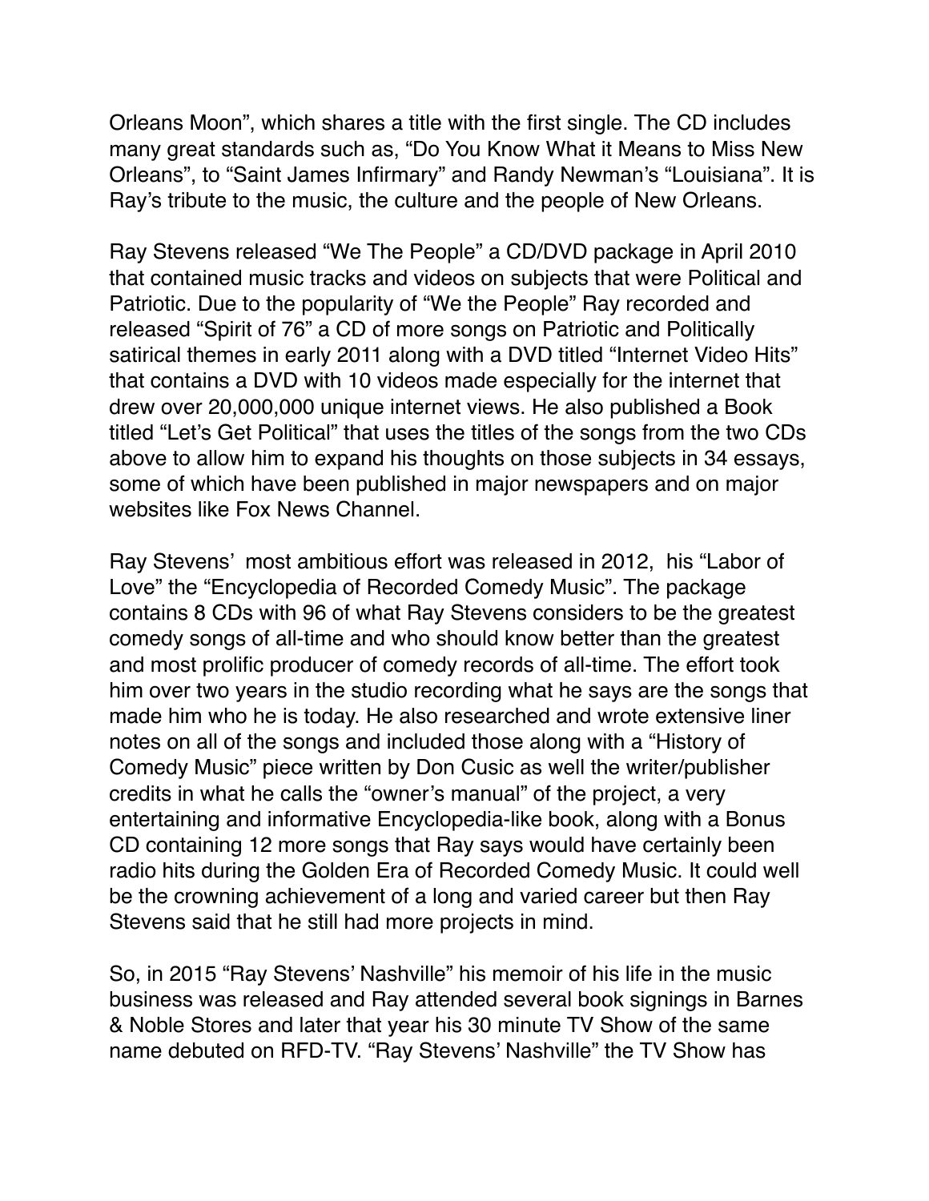Orleans Moon", which shares a title with the first single. The CD includes many great standards such as, "Do You Know What it Means to Miss New Orleans", to "Saint James Infirmary" and Randy Newman's "Louisiana". It is Ray's tribute to the music, the culture and the people of New Orleans.

Ray Stevens released "We The People" a CD/DVD package in April 2010 that contained music tracks and videos on subjects that were Political and Patriotic. Due to the popularity of "We the People" Ray recorded and released "Spirit of 76" a CD of more songs on Patriotic and Politically satirical themes in early 2011 along with a DVD titled "Internet Video Hits" that contains a DVD with 10 videos made especially for the internet that drew over 20,000,000 unique internet views. He also published a Book titled "Let's Get Political" that uses the titles of the songs from the two CDs above to allow him to expand his thoughts on those subjects in 34 essays, some of which have been published in major newspapers and on major websites like Fox News Channel.

Ray Stevens' most ambitious effort was released in 2012, his "Labor of Love" the "Encyclopedia of Recorded Comedy Music". The package contains 8 CDs with 96 of what Ray Stevens considers to be the greatest comedy songs of all-time and who should know better than the greatest and most prolific producer of comedy records of all-time. The effort took him over two years in the studio recording what he says are the songs that made him who he is today. He also researched and wrote extensive liner notes on all of the songs and included those along with a "History of Comedy Music" piece written by Don Cusic as well the writer/publisher credits in what he calls the "owner's manual" of the project, a very entertaining and informative Encyclopedia-like book, along with a Bonus CD containing 12 more songs that Ray says would have certainly been radio hits during the Golden Era of Recorded Comedy Music. It could well be the crowning achievement of a long and varied career but then Ray Stevens said that he still had more projects in mind.

So, in 2015 "Ray Stevens' Nashville" his memoir of his life in the music business was released and Ray attended several book signings in Barnes & Noble Stores and later that year his 30 minute TV Show of the same name debuted on RFD-TV. "Ray Stevens' Nashville" the TV Show has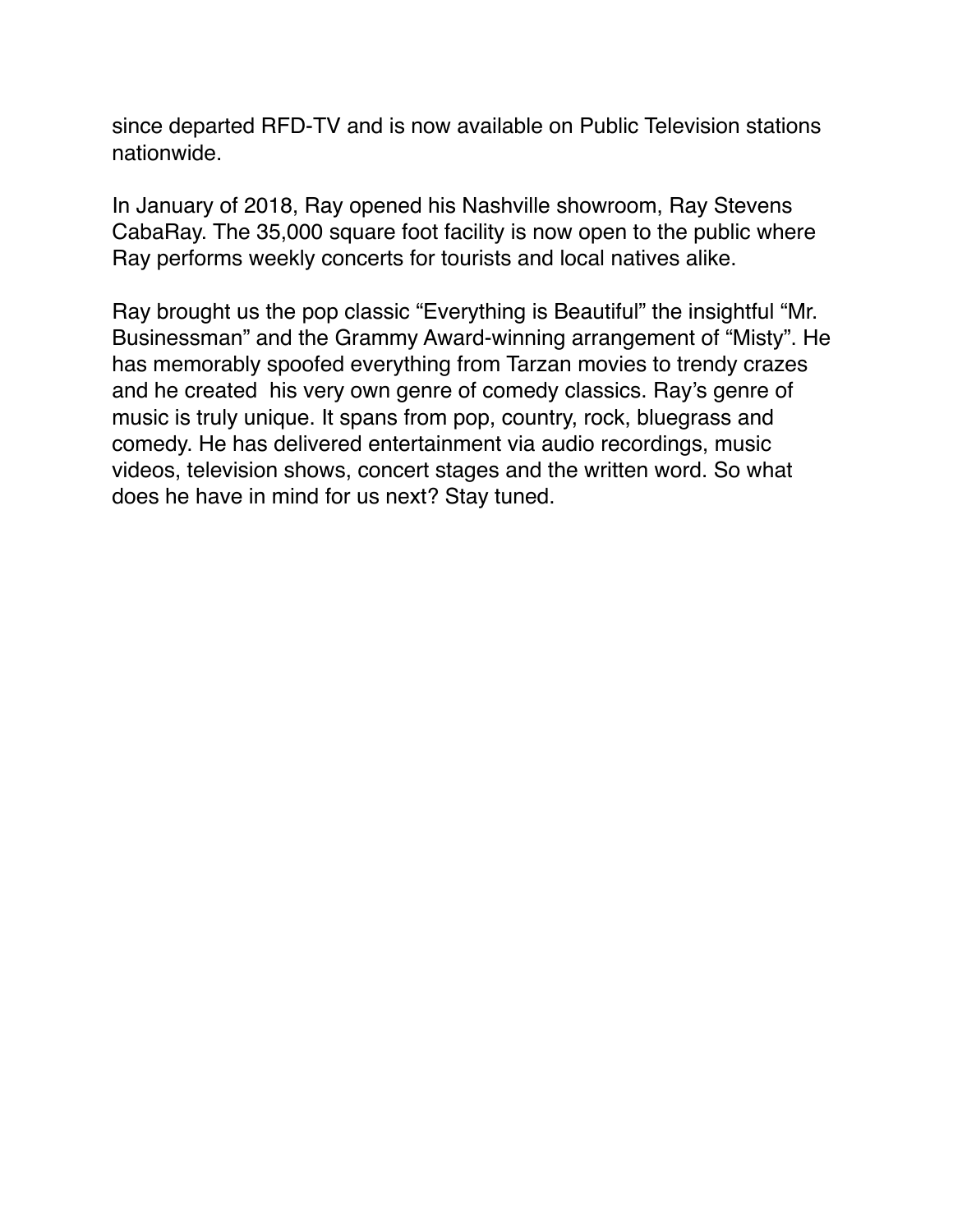since departed RFD-TV and is now available on Public Television stations nationwide.

In January of 2018, Ray opened his Nashville showroom, Ray Stevens CabaRay. The 35,000 square foot facility is now open to the public where Ray performs weekly concerts for tourists and local natives alike.

Ray brought us the pop classic “Everything is Beautiful” the insightful “Mr. Businessman” and the Grammy Award-winning arrangement of “Misty”. He has memorably spoofed everything from Tarzan movies to trendy crazes and he created his very own genre of comedy classics. Ray’s genre of music is truly unique. It spans from pop, country, rock, bluegrass and comedy. He has delivered entertainment via audio recordings, music videos, television shows, concert stages and the written word. So what does he have in mind for us next? Stay tuned.